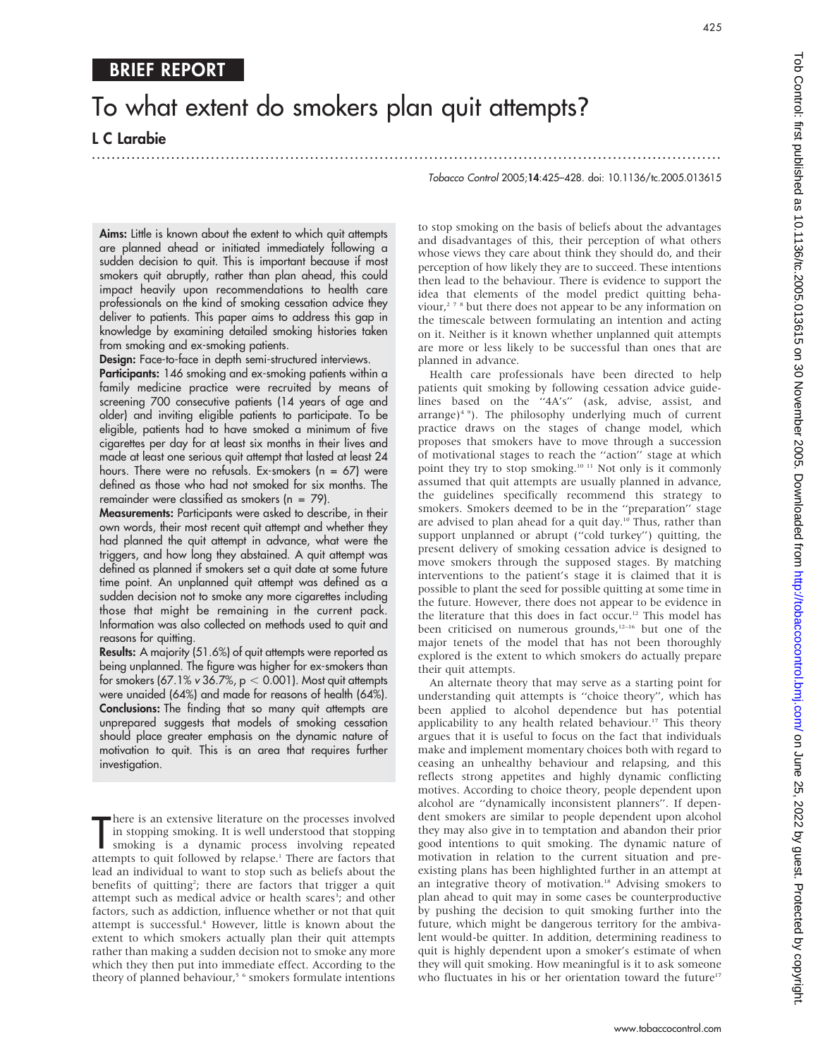BRIEF REPORT

# To what extent do smokers plan quit attempts?

**L C Larabie**

*Tobacco Control* 2005;**14**:425–428. doi: 10.1136/tc.2005.013615

**Aims:** Little is known about the extent to which quit attempts are planned ahead or initiated immediately following a sudden decision to quit. This is important because if most smokers quit abruptly, rather than plan ahead, this could impact heavily upon recommendations to health care professionals on the kind of smoking cessation advice they deliver to patients. This paper aims to address this gap in knowledge by examining detailed smoking histories taken from smoking and ex-smoking patients.

**Design:** Face-to-face in depth semi-structured interviews.

**Participants:** 146 smoking and ex-smoking patients within a family medicine practice were recruited by means of screening 700 consecutive patients (14 years of age and older) and inviting eligible patients to participate. To be eligible, patients had to have smoked a minimum of five cigarettes per day for at least six months in their lives and made at least one serious quit attempt that lasted at least 24 hours. There were no refusals. Ex-smokers (n = 67) were defined as those who had not smoked for six months. The remainder were classified as smokers (n = 79).

**Measurements:** Participants were asked to describe, in their own words, their most recent quit attempt and whether they had planned the quit attempt in advance, what were the triggers, and how long they abstained. A quit attempt was defined as planned if smokers set a quit date at some future time point. An unplanned quit attempt was defined as a sudden decision not to smoke any more cigarettes including those that might be remaining in the current pack. Information was also collected on methods used to quit and reasons for quitting.

**Results:** A majority (51.6%) of quit attempts were reported as being unplanned. The figure was higher for ex-smokers than for smokers (67.1% *v* 36.7%, $p < 0.001$). Most quit attempts were unaided (64%) and made for reasons of health (64%).

**Conclusions:** The finding that so many quit attempts are unprepared suggests that models of smoking cessation should place greater emphasis on the dynamic nature of motivation to quit. This is an area that requires further investigation.

There is an extensive literature on the processes involved in stopping smoking. It is well understood that stopping smoking is a dynamic process involving repeated attempts to quit followed by relapse.[1] There are factors that lead an individual to want to stop such as beliefs about the benefits of quitting[2]; there are factors that trigger a quit attempt such as medical advice or health scares[3]; and other factors, such as addiction, influence whether or not that quit attempt is successful.[4] However, little is known about the extent to which smokers actually plan their quit attempts rather than making a sudden decision not to smoke any more which they then put into immediate effect. According to the theory of planned behaviour,[5 6] smokers formulate intentions to stop smoking on the basis of beliefs about the advantages and disadvantages of this, their perception of what others whose views they care about think they should do, and their perception of how likely they are to succeed. These intentions then lead to the behaviour. There is evidence to support the idea that elements of the model predict quitting behaviour,[2 7 8] but there does not appear to be any information on the timescale between formulating an intention and acting on it. Neither is it known whether unplanned quit attempts are more or less likely to be successful than ones that are planned in advance.

Health care professionals have been directed to help patients quit smoking by following cessation advice guidelines based on the "4A's" (ask, advise, assist, and arrange)[4 9]). The philosophy underlying much of current practice draws on the stages of change model, which proposes that smokers have to move through a succession of motivational stages to reach the "action" stage at which point they try to stop smoking.[10 11] Not only is it commonly assumed that quit attempts are usually planned in advance, the guidelines specifically recommend this strategy to smokers. Smokers deemed to be in the "preparation" stage are advised to plan ahead for a quit day.[10] Thus, rather than support unplanned or abrupt ("cold turkey") quitting, the present delivery of smoking cessation advice is designed to move smokers through the supposed stages. By matching interventions to the patient's stage it is claimed that it is possible to plant the seed for possible quitting at some time in the future. However, there does not appear to be evidence in the literature that this does in fact occur.[12] This model has been criticised on numerous grounds,[12–16] but one of the major tenets of the model that has not been thoroughly explored is the extent to which smokers do actually prepare their quit attempts.

An alternate theory that may serve as a starting point for understanding quit attempts is "choice theory", which has been applied to alcohol dependence but has potential applicability to any health related behaviour.[17] This theory argues that it is useful to focus on the fact that individuals make and implement momentary choices both with regard to ceasing an unhealthy behaviour and relapsing, and this reflects strong appetites and highly dynamic conflicting motives. According to choice theory, people dependent upon alcohol are "dynamically inconsistent planners". If dependent smokers are similar to people dependent upon alcohol they may also give in to temptation and abandon their prior good intentions to quit smoking. The dynamic nature of motivation in relation to the current situation and pre-existing plans has been highlighted further in an attempt at an integrative theory of motivation.[18] Advising smokers to plan ahead to quit may in some cases be counterproductive by pushing the decision to quit smoking further into the future, which might be dangerous territory for the ambivalent would-be quitter. In addition, determining readiness to quit is highly dependent upon a smoker's estimate of when they will quit smoking. How meaningful is it to ask someone who fluctuates in his or her orientation toward the future[17]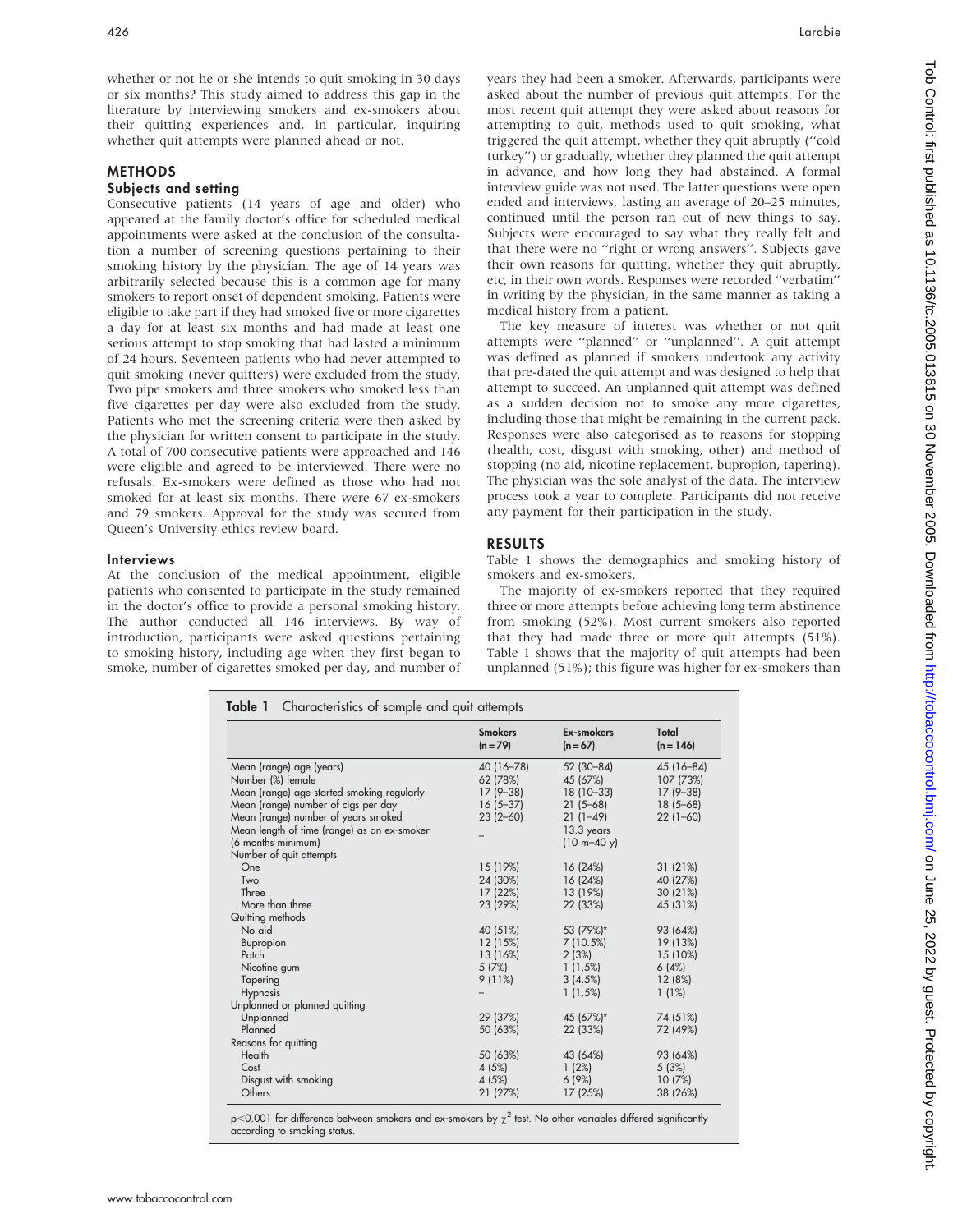whether or not he or she intends to quit smoking in 30 days or six months? This study aimed to address this gap in the literature by interviewing smokers and ex-smokers about their quitting experiences and, in particular, inquiring whether quit attempts were planned ahead or not.

## METHODS

### Subjects and setting

Consecutive patients (14 years of age and older) who appeared at the family doctor's office for scheduled medical appointments were asked at the conclusion of the consultation a number of screening questions pertaining to their smoking history by the physician. The age of 14 years was arbitrarily selected because this is a common age for many smokers to report onset of dependent smoking. Patients were eligible to take part if they had smoked five or more cigarettes a day for at least six months and had made at least one serious attempt to stop smoking that had lasted a minimum of 24 hours. Seventeen patients who had never attempted to quit smoking (never quitters) were excluded from the study. Two pipe smokers and three smokers who smoked less than five cigarettes per day were also excluded from the study. Patients who met the screening criteria were then asked by the physician for written consent to participate in the study. A total of 700 consecutive patients were approached and 146 were eligible and agreed to be interviewed. There were no refusals. Ex-smokers were defined as those who had not smoked for at least six months. There were 67 ex-smokers and 79 smokers. Approval for the study was secured from Queen's University ethics review board.

### Interviews

At the conclusion of the medical appointment, eligible patients who consented to participate in the study remained in the doctor's office to provide a personal smoking history. The author conducted all 146 interviews. By way of introduction, participants were asked questions pertaining to smoking history, including age when they first began to smoke, number of cigarettes smoked per day, and number of years they had been a smoker. Afterwards, participants were asked about the number of previous quit attempts. For the most recent quit attempt they were asked about reasons for attempting to quit, methods used to quit smoking, what triggered the quit attempt, whether they quit abruptly (''cold turkey'') or gradually, whether they planned the quit attempt in advance, and how long they had abstained. A formal interview guide was not used. The latter questions were open ended and interviews, lasting an average of 20–25 minutes, continued until the person ran out of new things to say. Subjects were encouraged to say what they really felt and that there were no ''right or wrong answers''. Subjects gave their own reasons for quitting, whether they quit abruptly, etc, in their own words. Responses were recorded ''verbatim'' in writing by the physician, in the same manner as taking a medical history from a patient.

The key measure of interest was whether or not quit attempts were ''planned'' or ''unplanned''. A quit attempt was defined as planned if smokers undertook any activity that pre-dated the quit attempt and was designed to help that attempt to succeed. An unplanned quit attempt was defined as a sudden decision not to smoke any more cigarettes, including those that might be remaining in the current pack. Responses were also categorised as to reasons for stopping (health, cost, disgust with smoking, other) and method of stopping (no aid, nicotine replacement, bupropion, tapering). The physician was the sole analyst of the data. The interview process took a year to complete. Participants did not receive any payment for their participation in the study.

## RESULTS

Table 1 shows the demographics and smoking history of smokers and ex-smokers.

The majority of ex-smokers reported that they required three or more attempts before achieving long term abstinence from smoking (52%). Most current smokers also reported that they had made three or more quit attempts (51%). Table 1 shows that the majority of quit attempts had been unplanned (51%); this figure was higher for ex-smokers than

**Table 1** Characteristics of sample and quit attempts

| | Smokers (n = 79) | Ex-smokers (n = 67) | Total (n = 146) |
|---|---|---|---|
| Mean (range) age (years) | 40 (16–78) | 52 (30–84) | 45 (16–84) |
| Number (%) female | 62 (78%) | 45 (67%) | 107 (73%) |
| Mean (range) age started smoking regularly | 17 (9–38) | 18 (10–33) | 17 (9–38) |
| Mean (range) number of cigs per day | 16 (5–37) | 21 (5–68) | 18 (5–68) |
| Mean (range) number of years smoked | 23 (2–60) | 21 (1–49) | 22 (1–60) |
| Mean length of time (range) as an ex-smoker (6 months minimum) | – | 13.3 years (10 m–40 y) | |
| Number of quit attempts | | | |
| One | 15 (19%) | 16 (24%) | 31 (21%) |
| Two | 24 (30%) | 16 (24%) | 40 (27%) |
| Three | 17 (22%) | 13 (19%) | 30 (21%) |
| More than three | 23 (29%) | 22 (33%) | 45 (31%) |
| Quitting methods | | | |
| No aid | 40 (51%) | 53 (79%)* | 93 (64%) |
| Bupropion | 12 (15%) | 7 (10.5%) | 19 (13%) |
| Patch | 13 (16%) | 2 (3%) | 15 (10%) |
| Nicotine gum | 5 (7%) | 1 (1.5%) | 6 (4%) |
| Tapering | 9 (11%) | 3 (4.5%) | 12 (8%) |
| Hypnosis | – | 1 (1.5%) | 1 (1%) |
| Unplanned or planned quitting | | | |
| Unplanned | 29 (37%) | 45 (67%)* | 74 (51%) |
| Planned | 50 (63%) | 22 (33%) | 72 (49%) |
| Reasons for quitting | | | |
| Health | 50 (63%) | 43 (64%) | 93 (64%) |
| Cost | 4 (5%) | 1 (2%) | 5 (3%) |
| Disgust with smoking | 4 (5%) | 6 (9%) | 10 (7%) |
| Others | 21 (27%) | 17 (25%) | 38 (26%) |

$p<0.001$ for difference between smokers and ex-smokers by $\chi^2$ test. No other variables differed significantly according to smoking status.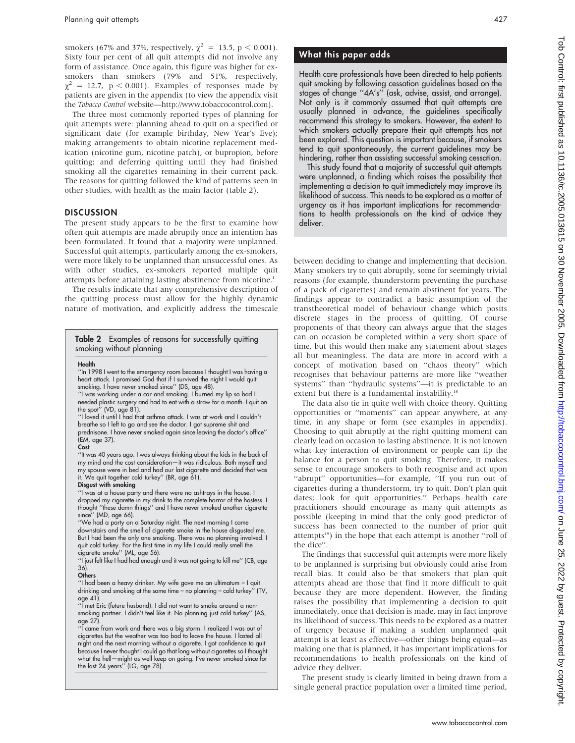smokers (67% and 37%, respectively, $\chi^2 = 13.5$, $p < 0.001$). Sixty four per cent of all quit attempts did not involve any form of assistance. Once again, this figure was higher for ex-smokers than smokers (79% and 51%, respectively, $\chi^2 = 12.7$, $p < 0.001$). Examples of responses made by patients are given in the appendix (to view the appendix visit the *Tobacco Control* website—http://www.tobaccocontrol.com).

The three most commonly reported types of planning for quit attempts were: planning ahead to quit on a specified or significant date (for example birthday, New Year's Eve); making arrangements to obtain nicotine replacement medication (nicotine gum, nicotine patch), or bupropion, before quitting; and deferring quitting until they had finished smoking all the cigarettes remaining in their current pack. The reasons for quitting followed the kind of patterns seen in other studies, with health as the main factor (table 2).

## DISCUSSION

The present study appears to be the first to examine how often quit attempts are made abruptly once an intention has been formulated. It found that a majority were unplanned. Successful quit attempts, particularly among the ex-smokers, were more likely to be unplanned than unsuccessful ones. As with other studies, ex-smokers reported multiple quit attempts before attaining lasting abstinence from nicotine.[1]

The results indicate that any comprehensive description of the quitting process must allow for the highly dynamic nature of motivation, and explicitly address the timescale between deciding to change and implementing that decision. Many smokers try to quit abruptly, some for seemingly trivial reasons (for example, thunderstorm preventing the purchase of a pack of cigarettes) and remain abstinent for years. The findings appear to contradict a basic assumption of the transtheoretical model of behaviour change which posits discrete stages in the process of quitting. Of course proponents of that theory can always argue that the stages can on occasion be completed within a very short space of time, but this would then make any statement about stages all but meaningless. The data are more in accord with a concept of motivation based on "chaos theory" which recognises that behaviour patterns are more like "weather systems" than "hydraulic systems"—it is predictable to an extent but there is a fundamental instability.[18]

The data also tie in quite well with choice theory. Quitting opportunities or "moments" can appear anywhere, at any time, in any shape or form (see examples in appendix). Choosing to quit abruptly at the right quitting moment can clearly lead on occasion to lasting abstinence. It is not known what key interaction of environment or people can tip the balance for a person to quit smoking. Therefore, it makes sense to encourage smokers to both recognise and act upon "abrupt" opportunities—for example, "If you run out of cigarettes during a thunderstorm, try to quit. Don't plan quit dates; look for quit opportunities." Perhaps health care practitioners should encourage as many quit attempts as possible (keeping in mind that the only good predictor of success has been connected to the number of prior quit attempts[19]) in the hope that each attempt is another "roll of the dice".

The findings that successful quit attempts were more likely to be unplanned is surprising but obviously could arise from recall bias. It could also be that smokers that plan quit attempts ahead are those that find it more difficult to quit because they are more dependent. However, the finding raises the possibility that implementing a decision to quit immediately, once that decision is made, may in fact improve its likelihood of success. This needs to be explored as a matter of urgency because if making a sudden unplanned quit attempt is at least as effective—other things being equal—as making one that is planned, it has important implications for recommendations to health professionals on the kind of advice they deliver.

The present study is clearly limited in being drawn from a single general practice population over a limited time period,

**Table 2** Examples of reasons for successfully quitting smoking without planning

**Health**

"In 1998 I went to the emergency room because I thought I was having a heart attack. I promised God that if I survived the night I would quit smoking. I have never smoked since" (DS, age 48).

"I was working under a car and smoking. I burned my lip so bad I needed plastic surgery and had to eat with a straw for a month. I quit on the spot" (VD, age 81).

"I loved it until I had that asthma attack. I was at work and I couldn't breathe so I left to go and see the doctor. I got supreme shit and prednisone. I have never smoked again since leaving the doctor's office" (EM, age 37).

**Cost**

"It was 40 years ago. I was always thinking about the kids in the back of my mind and the cost consideration—it was ridiculous. Both myself and my spouse were in bed and had our last cigarette and decided that was it. We quit together cold turkey" (BR, age 61).

**Disgust with smoking**

"I was at a house party and there were no ashtrays in the house. I dropped my cigarette in my drink to the complete horror of the hostess. I thought "these damn things" and I have never smoked another cigarette since" (MD, age 66).

"We had a party on a Saturday night. The next morning I came downstairs and the smell of cigarette smoke in the house disgusted me. But I had been the only one smoking. There was no planning involved. I quit cold turkey. For the first time in my life I could really smell the cigarette smoke" (ML, age 56).

"I just felt like I had had enough and it was not going to kill me" (CB, age 36).

**Others**

"I had been a heavy drinker. My wife gave me an ultimatum – I quit drinking and smoking at the same time – no planning – cold turkey" (TV, age 41).

"I met Eric (future husband). I did not want to smoke around a non-smoking partner. I didn't feel like it. No planning just cold turkey" (AS, age 27).

"I came from work and there was a big storm. I realized I was out of cigarettes but the weather was too bad to leave the house. I lasted all night and the next morning without a cigarette. I got confidence to quit because I never thought I could go that long without cigarettes so I thought what the hell—might as well keep on going. I've never smoked since for the last 24 years" (LG, age 78).

## What this paper adds

Health care professionals have been directed to help patients quit smoking by following cessation guidelines based on the stages of change "4A's" (ask, advise, assist, and arrange). Not only is it commonly assumed that quit attempts are usually planned in advance, the guidelines specifically recommend this strategy to smokers. However, the extent to which smokers actually prepare their quit attempts has not been explored. This question is important because, if smokers tend to quit spontaneously, the current guidelines may be hindering, rather than assisting successful smoking cessation.

This study found that a majority of successful quit attempts were unplanned, a finding which raises the possibility that implementing a decision to quit immediately may improve its likelihood of success. This needs to be explored as a matter of urgency as it has important implications for recommendations to health professionals on the kind of advice they deliver.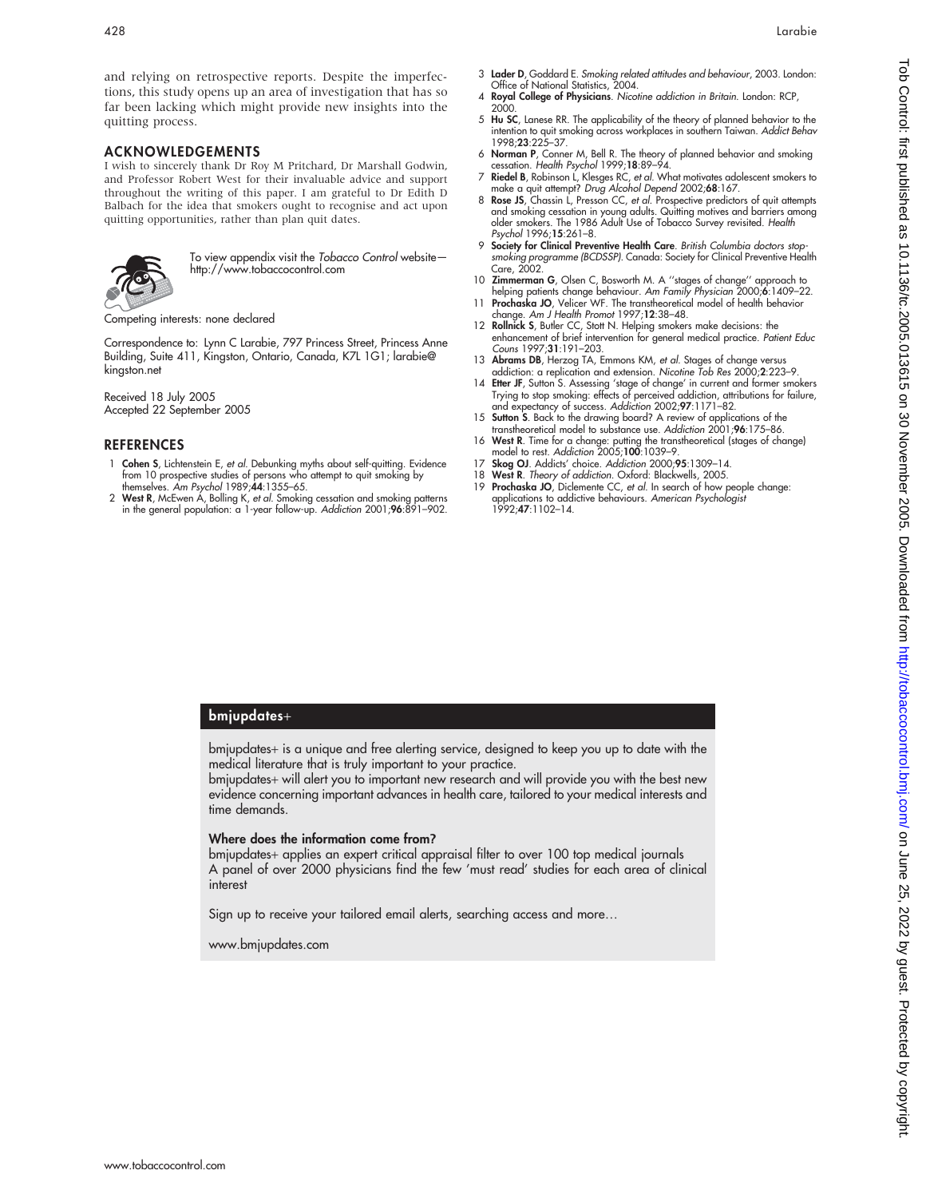and relying on retrospective reports. Despite the imperfections, this study opens up an area of investigation that has so far been lacking which might provide new insights into the quitting process.

## ACKNOWLEDGEMENTS

I wish to sincerely thank Dr Roy M Pritchard, Dr Marshall Godwin, and Professor Robert West for their invaluable advice and support throughout the writing of this paper. I am grateful to Dr Edith D Balbach for the idea that smokers ought to recognise and act upon quitting opportunities, rather than plan quit dates.

To view appendix visit the *Tobacco Control* website—http://www.tobaccocontrol.com

Competing interests: none declared

Correspondence to: Lynn C Larabie, 797 Princess Street, Princess Anne Building, Suite 411, Kingston, Ontario, Canada, K7L 1G1; larabie@kingston.net

Received 18 July 2005
Accepted 22 September 2005

## REFERENCES

1. **Cohen S**, Lichtenstein E, *et al*. Debunking myths about self-quitting. Evidence from 10 prospective studies of persons who attempt to quit smoking by themselves. *Am Psychol* 1989;**44**:1355–65.
2. **West R**, McEwen A, Bolling K, *et al*. Smoking cessation and smoking patterns in the general population: a 1-year follow-up. *Addiction* 2001;**96**:891–902.
3. **Lader D**, Goddard E. *Smoking related attitudes and behaviour*, 2003. London: Office of National Statistics, 2004.
4. **Royal College of Physicians**. *Nicotine addiction in Britain*. London: RCP, 2000.
5. **Hu SC**, Lanese RR. The applicability of the theory of planned behavior to the intention to quit smoking across workplaces in southern Taiwan. *Addict Behav* 1998;**23**:225–37.
6. **Norman P**, Conner M, Bell R. The theory of planned behavior and smoking cessation. *Health Psychol* 1999;**18**:89–94.
7. **Riedel B**, Robinson L, Klesges RC, *et al*. What motivates adolescent smokers to make a quit attempt? *Drug Alcohol Depend* 2002;**68**:167.
8. **Rose JS**, Chassin L, Presson CC, *et al*. Prospective predictors of quit attempts and smoking cessation in young adults. Quitting motives and barriers among older smokers. The 1986 Adult Use of Tobacco Survey revisited. *Health Psychol* 1996;**15**:261–8.
9. **Society for Clinical Preventive Health Care**. *British Columbia doctors stop-smoking programme (BCDSSP)*. Canada: Society for Clinical Preventive Health Care, 2002.
10. **Zimmerman G**, Olsen C, Bosworth M. A ''stages of change'' approach to helping patients change behaviour. *Am Family Physician* 2000;**6**:1409–22.
11. **Prochaska JO**, Velicer WF. The transtheoretical model of health behavior change. *Am J Health Promot* 1997;**12**:38–48.
12. **Rollnick S**, Butler CC, Stott N. Helping smokers make decisions: the enhancement of brief intervention for general medical practice. *Patient Educ Couns* 1997;**31**:191–203.
13. **Abrams DB**, Herzog TA, Emmons KM, *et al*. Stages of change versus addiction: a replication and extension. *Nicotine Tob Res* 2000;**2**:223–9.
14. **Etter JF**, Sutton S. Assessing 'stage of change' in current and former smokers Trying to stop smoking: effects of perceived addiction, attributions for failure, and expectancy of success. *Addiction* 2002;**97**:1171–82.
15. **Sutton S**. Back to the drawing board? A review of applications of the transtheoretical model to substance use. *Addiction* 2001;**96**:175–86.
16. **West R**. Time for a change: putting the transtheoretical (stages of change) model to rest. *Addiction* 2005;**100**:1039–9.
17. **Skog OJ**. Addicts' choice. *Addiction* 2000;**95**:1309–14.
18. **West R**. *Theory of addiction*. Oxford: Blackwells, 2005.
19. **Prochaska JO**, Diclemente CC, *et al*. In search of how people change: applications to addictive behaviours. *American Psychologist* 1992;**47**:1102–14.